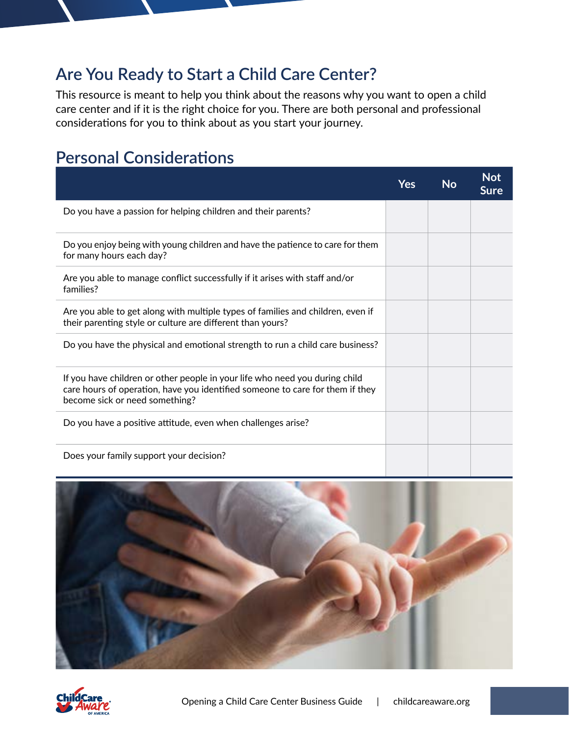# Are You Ready to Start a Child Care Center?

This resource is meant to help you think about the reasons why you want to open a child care center and if it is the right choice for you. There are both personal and professional considerations for you to think about as you start your journey.

## Personal Considerations

| | Yes | No | Not Sure |
|---|---|---|---|
| Do you have a passion for helping children and their parents? | | | |
| Do you enjoy being with young children and have the patience to care for them for many hours each day? | | | |
| Are you able to manage conflict successfully if it arises with staff and/or families? | | | |
| Are you able to get along with multiple types of families and children, even if their parenting style or culture are different than yours? | | | |
| Do you have the physical and emotional strength to run a child care business? | | | |
| If you have children or other people in your life who need you during child care hours of operation, have you identified someone to care for them if they become sick or need something? | | | |
| Do you have a positive attitude, even when challenges arise? | | | |
| Does your family support your decision? | | | |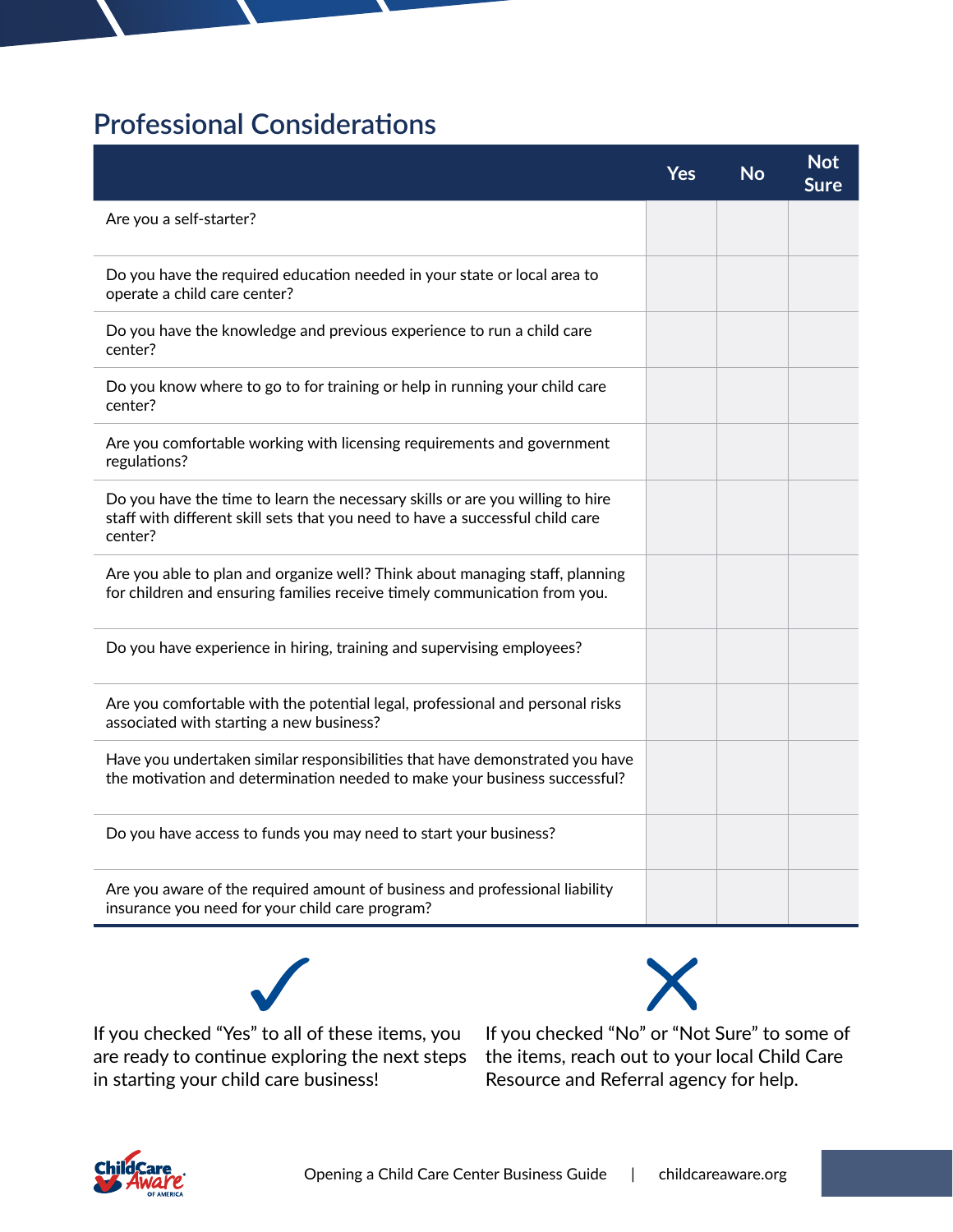## Professional Considerations

| | Yes | No | Not Sure |
|---|---|---|---|
| Are you a self-starter? | | | |
| Do you have the required education needed in your state or local area to operate a child care center? | | | |
| Do you have the knowledge and previous experience to run a child care center? | | | |
| Do you know where to go to for training or help in running your child care center? | | | |
| Are you comfortable working with licensing requirements and government regulations? | | | |
| Do you have the time to learn the necessary skills or are you willing to hire staff with different skill sets that you need to have a successful child care center? | | | |
| Are you able to plan and organize well? Think about managing staff, planning for children and ensuring families receive timely communication from you. | | | |
| Do you have experience in hiring, training and supervising employees? | | | |
| Are you comfortable with the potential legal, professional and personal risks associated with starting a new business? | | | |
| Have you undertaken similar responsibilities that have demonstrated you have the motivation and determination needed to make your business successful? | | | |
| Do you have access to funds you may need to start your business? | | | |
| Are you aware of the required amount of business and professional liability insurance you need for your child care program? | | | |

✓ If you checked "Yes" to all of these items, you are ready to continue exploring the next steps in starting your child care business!

✗ If you checked "No" or "Not Sure" to some of the items, reach out to your local Child Care Resource and Referral agency for help.